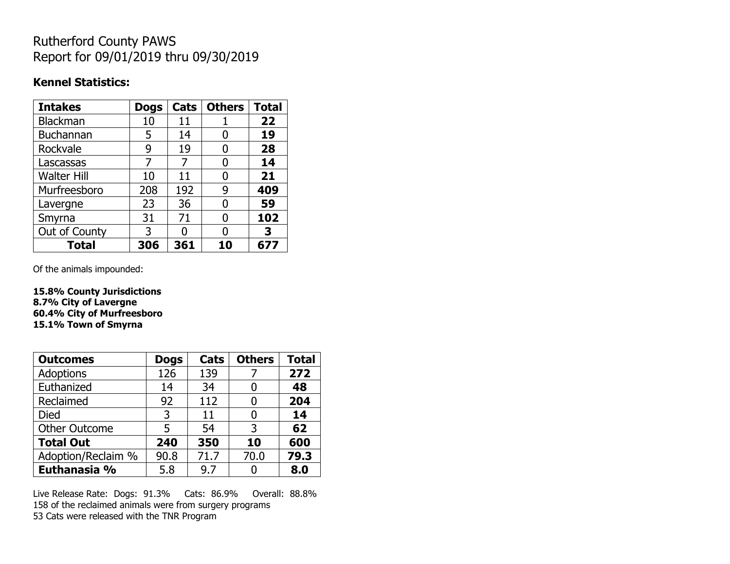# Rutherford County PAWS
# Report for 09/01/2019 thru 09/30/2019

### Kennel Statistics:

| Intakes | Dogs | Cats | Others | Total |
|---|---|---|---|---|
| Blackman | 10 | 11 | 1 | **22** |
| Buchannan | 5 | 14 | 0 | **19** |
| Rockvale | 9 | 19 | 0 | **28** |
| Lascassas | 7 | 7 | 0 | **14** |
| Walter Hill | 10 | 11 | 0 | **21** |
| Murfreesboro | 208 | 192 | 9 | **409** |
| Lavergne | 23 | 36 | 0 | **59** |
| Smyrna | 31 | 71 | 0 | **102** |
| Out of County | 3 | 0 | 0 | **3** |
| **Total** | **306** | **361** | **10** | **677** |

Of the animals impounded:

**15.8% County Jurisdictions**
**8.7% City of Lavergne**
**60.4% City of Murfreesboro**
**15.1% Town of Smyrna**

| Outcomes | Dogs | Cats | Others | Total |
|---|---|---|---|---|
| Adoptions | 126 | 139 | 7 | **272** |
| Euthanized | 14 | 34 | 0 | **48** |
| Reclaimed | 92 | 112 | 0 | **204** |
| Died | 3 | 11 | 0 | **14** |
| Other Outcome | 5 | 54 | 3 | **62** |
| **Total Out** | **240** | **350** | **10** | **600** |
| Adoption/Reclaim % | 90.8 | 71.7 | 70.0 | **79.3** |
| **Euthanasia %** | 5.8 | 9.7 | 0 | **8.0** |

Live Release Rate: Dogs: 91.3% Cats: 86.9% Overall: 88.8%
158 of the reclaimed animals were from surgery programs
53 Cats were released with the TNR Program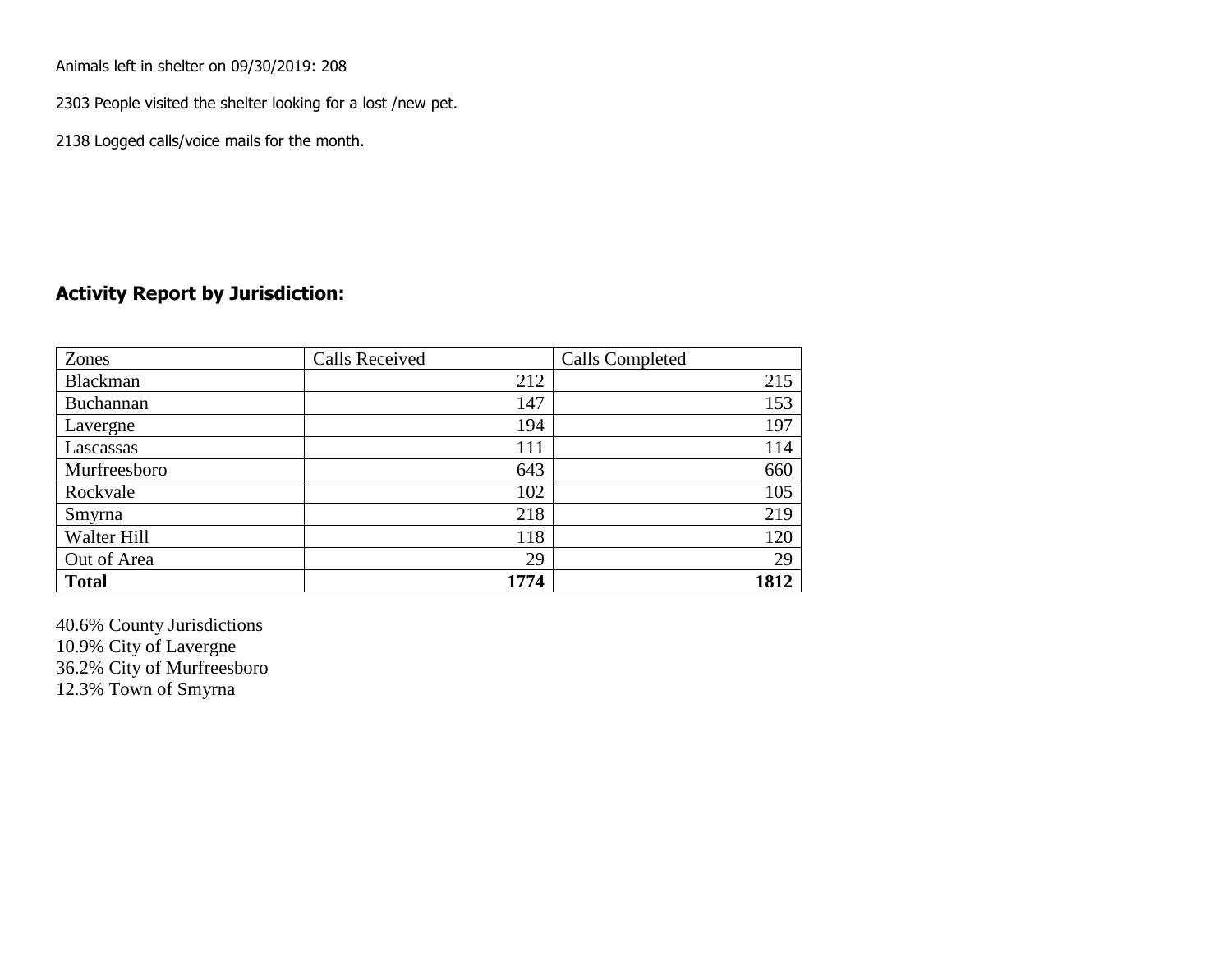Animals left in shelter on 09/30/2019: 208

2303 People visited the shelter looking for a lost /new pet.

2138 Logged calls/voice mails for the month.

## Activity Report by Jurisdiction:

| Zones | Calls Received | Calls Completed |
|---|---|---|
| Blackman | 212 | 215 |
| Buchannan | 147 | 153 |
| Lavergne | 194 | 197 |
| Lascassas | 111 | 114 |
| Murfreesboro | 643 | 660 |
| Rockvale | 102 | 105 |
| Smyrna | 218 | 219 |
| Walter Hill | 118 | 120 |
| Out of Area | 29 | 29 |
| **Total** | **1774** | **1812** |

40.6% County Jurisdictions
10.9% City of Lavergne
36.2% City of Murfreesboro
12.3% Town of Smyrna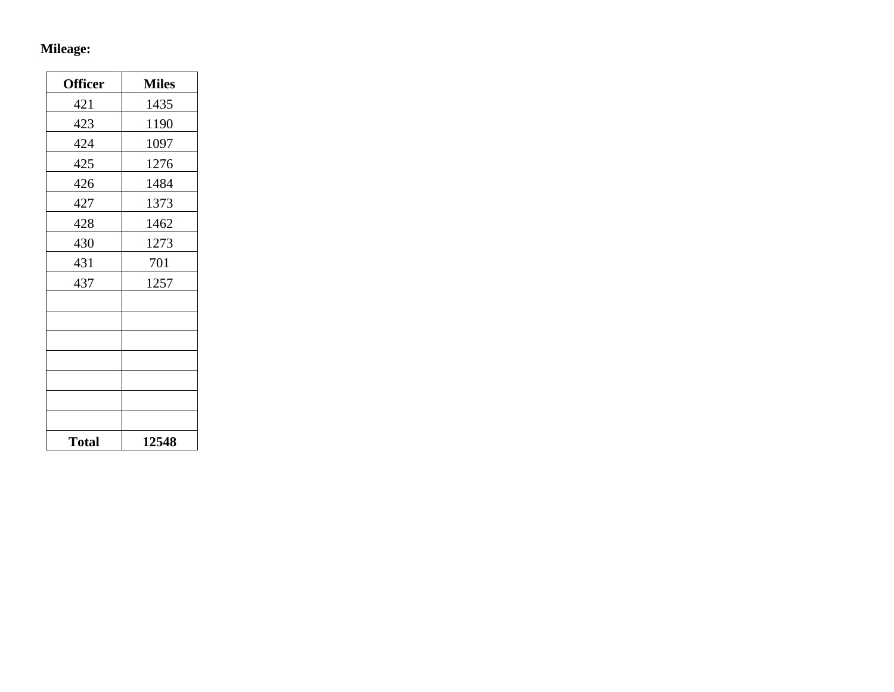**Mileage:**

| Officer | Miles |
|---|---|
| 421 | 1435 |
| 423 | 1190 |
| 424 | 1097 |
| 425 | 1276 |
| 426 | 1484 |
| 427 | 1373 |
| 428 | 1462 |
| 430 | 1273 |
| 431 | 701 |
| 437 | 1257 |
| | |
| | |
| | |
| | |
| | |
| | |
| | |
| **Total** | **12548** |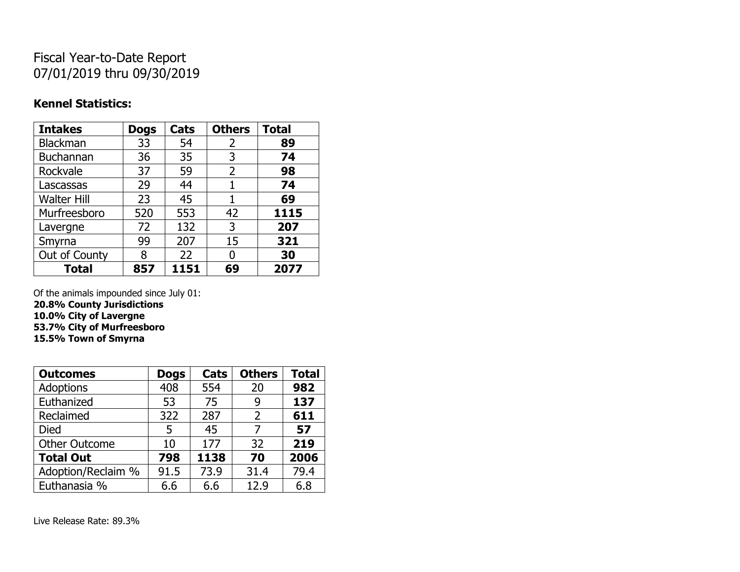# Fiscal Year-to-Date Report
07/01/2019 thru 09/30/2019

**Kennel Statistics:**

| Intakes | Dogs | Cats | Others | Total |
|---|---|---|---|---|
| Blackman | 33 | 54 | 2 | **89** |
| Buchannan | 36 | 35 | 3 | **74** |
| Rockvale | 37 | 59 | 2 | **98** |
| Lascassas | 29 | 44 | 1 | **74** |
| Walter Hill | 23 | 45 | 1 | **69** |
| Murfreesboro | 520 | 553 | 42 | **1115** |
| Lavergne | 72 | 132 | 3 | **207** |
| Smyrna | 99 | 207 | 15 | **321** |
| Out of County | 8 | 22 | 0 | **30** |
| **Total** | **857** | **1151** | **69** | **2077** |

Of the animals impounded since July 01:
**20.8% County Jurisdictions**
**10.0% City of Lavergne**
**53.7% City of Murfreesboro**
**15.5% Town of Smyrna**

| Outcomes | Dogs | Cats | Others | Total |
|---|---|---|---|---|
| Adoptions | 408 | 554 | 20 | **982** |
| Euthanized | 53 | 75 | 9 | **137** |
| Reclaimed | 322 | 287 | 2 | **611** |
| Died | 5 | 45 | 7 | **57** |
| Other Outcome | 10 | 177 | 32 | **219** |
| **Total Out** | **798** | **1138** | **70** | **2006** |
| Adoption/Reclaim % | 91.5 | 73.9 | 31.4 | 79.4 |
| Euthanasia % | 6.6 | 6.6 | 12.9 | 6.8 |

Live Release Rate: 89.3%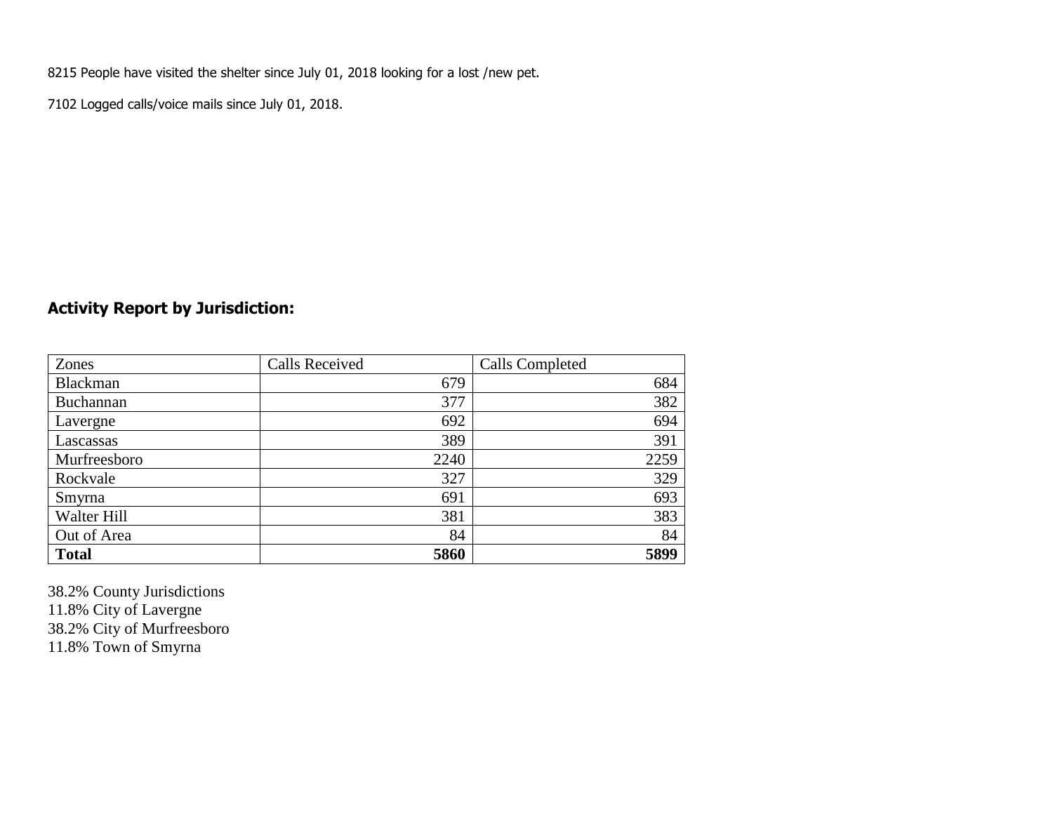8215 People have visited the shelter since July 01, 2018 looking for a lost /new pet.

7102 Logged calls/voice mails since July 01, 2018.

## Activity Report by Jurisdiction:

| Zones | Calls Received | Calls Completed |
|---|---|---|
| Blackman | 679 | 684 |
| Buchannan | 377 | 382 |
| Lavergne | 692 | 694 |
| Lascassas | 389 | 391 |
| Murfreesboro | 2240 | 2259 |
| Rockvale | 327 | 329 |
| Smyrna | 691 | 693 |
| Walter Hill | 381 | 383 |
| Out of Area | 84 | 84 |
| **Total** | **5860** | **5899** |

38.2% County Jurisdictions
11.8% City of Lavergne
38.2% City of Murfreesboro
11.8% Town of Smyrna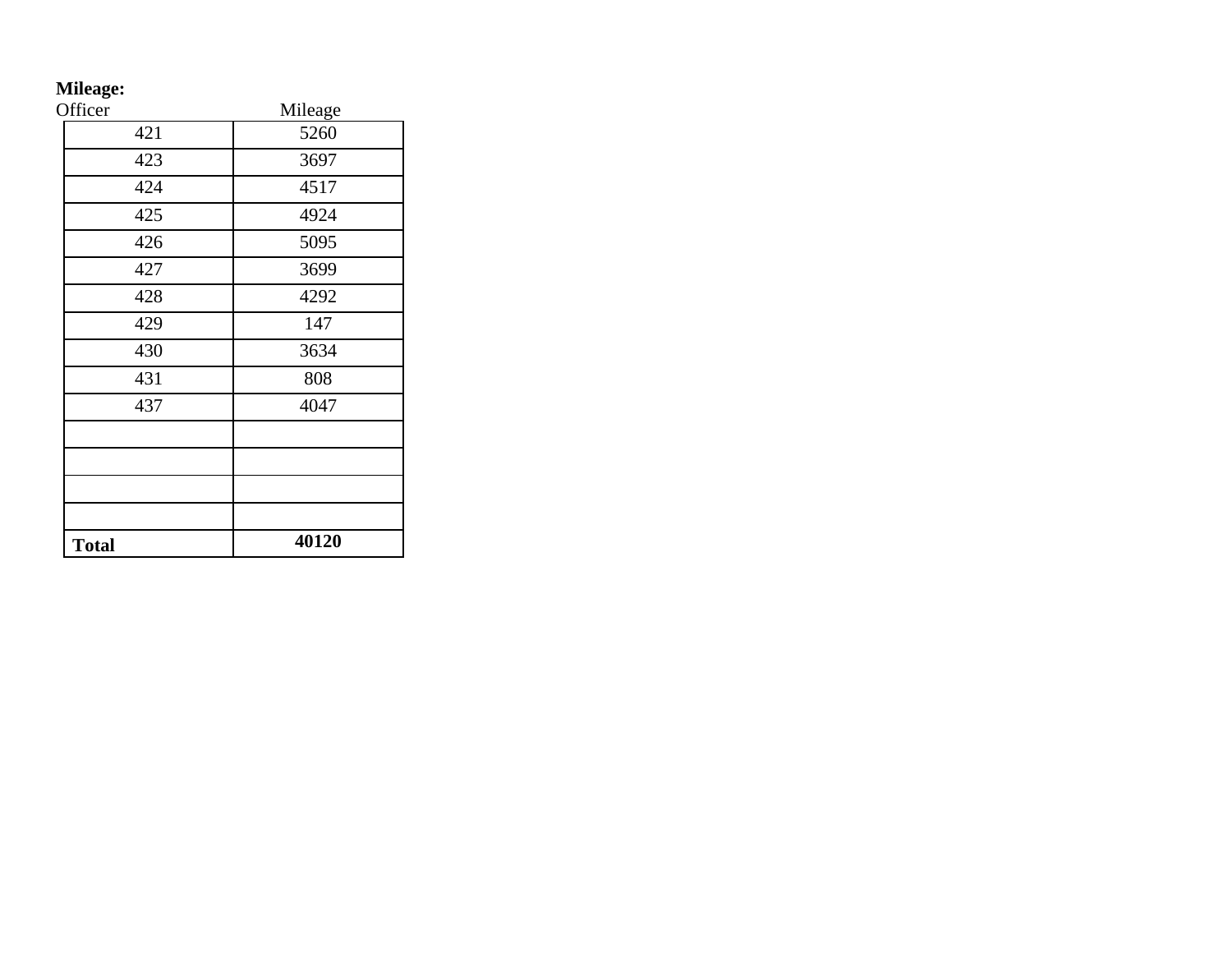**Mileage:**

| Officer | Mileage |
|---|---|
| 421 | 5260 |
| 423 | 3697 |
| 424 | 4517 |
| 425 | 4924 |
| 426 | 5095 |
| 427 | 3699 |
| 428 | 4292 |
| 429 | 147 |
| 430 | 3634 |
| 431 | 808 |
| 437 | 4047 |
| | |
| | |
| | |
| | |
| **Total** | **40120** |